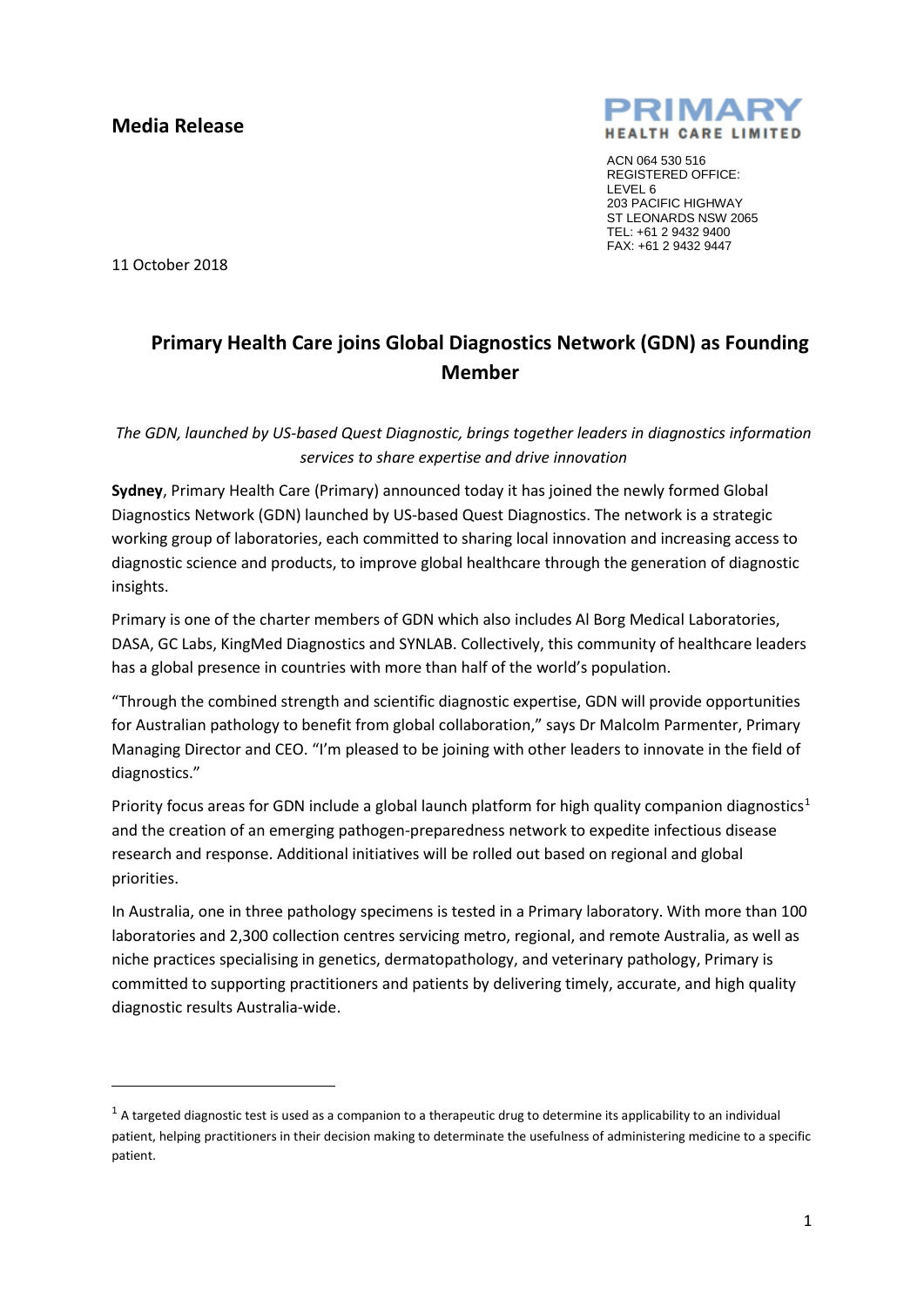**Media Release**

PRIMARY HEALTH CARE LIMITED

ACN 064 530 516
REGISTERED OFFICE:
LEVEL 6
203 PACIFIC HIGHWAY
ST LEONARDS NSW 2065
TEL: +61 2 9432 9400
FAX: +61 2 9432 9447

11 October 2018

# Primary Health Care joins Global Diagnostics Network (GDN) as Founding Member

*The GDN, launched by US-based Quest Diagnostic, brings together leaders in diagnostics information services to share expertise and drive innovation*

**Sydney**, Primary Health Care (Primary) announced today it has joined the newly formed Global Diagnostics Network (GDN) launched by US-based Quest Diagnostics. The network is a strategic working group of laboratories, each committed to sharing local innovation and increasing access to diagnostic science and products, to improve global healthcare through the generation of diagnostic insights.

Primary is one of the charter members of GDN which also includes Al Borg Medical Laboratories, DASA, GC Labs, KingMed Diagnostics and SYNLAB. Collectively, this community of healthcare leaders has a global presence in countries with more than half of the world's population.

"Through the combined strength and scientific diagnostic expertise, GDN will provide opportunities for Australian pathology to benefit from global collaboration," says Dr Malcolm Parmenter, Primary Managing Director and CEO. "I'm pleased to be joining with other leaders to innovate in the field of diagnostics."

Priority focus areas for GDN include a global launch platform for high quality companion diagnostics[1] and the creation of an emerging pathogen-preparedness network to expedite infectious disease research and response. Additional initiatives will be rolled out based on regional and global priorities.

In Australia, one in three pathology specimens is tested in a Primary laboratory. With more than 100 laboratories and 2,300 collection centres servicing metro, regional, and remote Australia, as well as niche practices specialising in genetics, dermatopathology, and veterinary pathology, Primary is committed to supporting practitioners and patients by delivering timely, accurate, and high quality diagnostic results Australia-wide.

---

[1] A targeted diagnostic test is used as a companion to a therapeutic drug to determine its applicability to an individual patient, helping practitioners in their decision making to determinate the usefulness of administering medicine to a specific patient.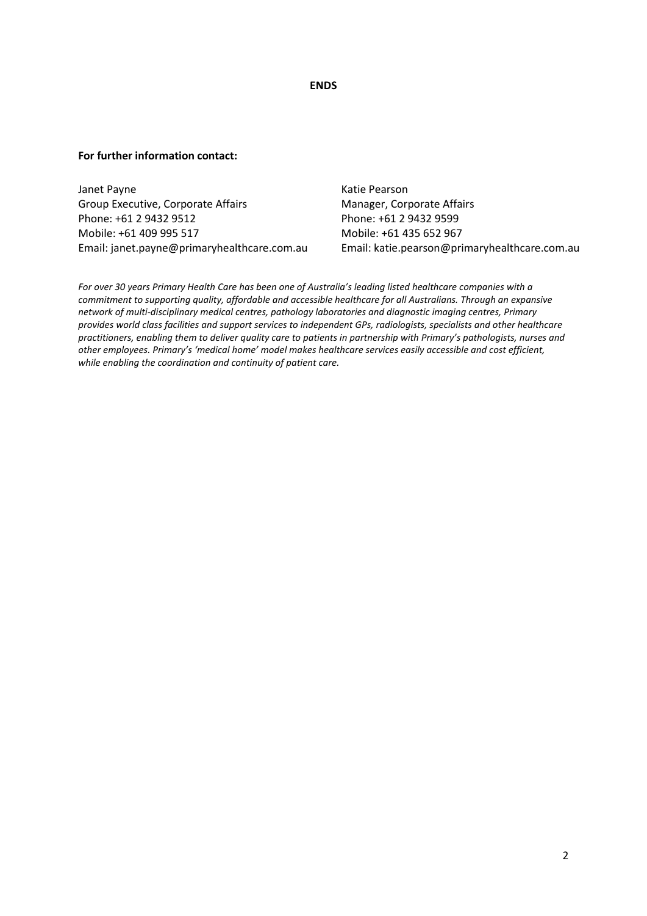**ENDS**

**For further information contact:**

Janet Payne
Group Executive, Corporate Affairs
Phone: +61 2 9432 9512
Mobile: +61 409 995 517
Email: janet.payne@primaryhealthcare.com.au

Katie Pearson
Manager, Corporate Affairs
Phone: +61 2 9432 9599
Mobile: +61 435 652 967
Email: katie.pearson@primaryhealthcare.com.au

*For over 30 years Primary Health Care has been one of Australia's leading listed healthcare companies with a commitment to supporting quality, affordable and accessible healthcare for all Australians. Through an expansive network of multi-disciplinary medical centres, pathology laboratories and diagnostic imaging centres, Primary provides world class facilities and support services to independent GPs, radiologists, specialists and other healthcare practitioners, enabling them to deliver quality care to patients in partnership with Primary's pathologists, nurses and other employees. Primary's 'medical home' model makes healthcare services easily accessible and cost efficient, while enabling the coordination and continuity of patient care.*